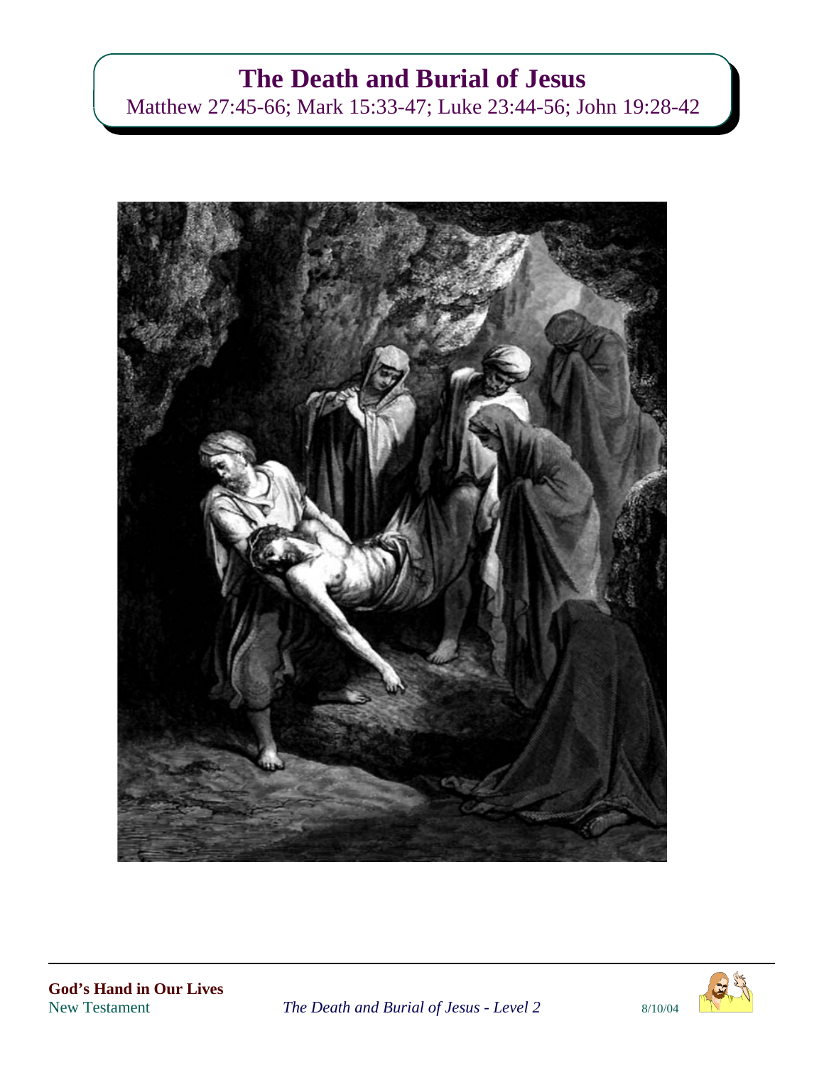# The Death and Burial of Jesus

Matthew 27:45-66; Mark 15:33-47; Luke 23:44-56; John 19:28-42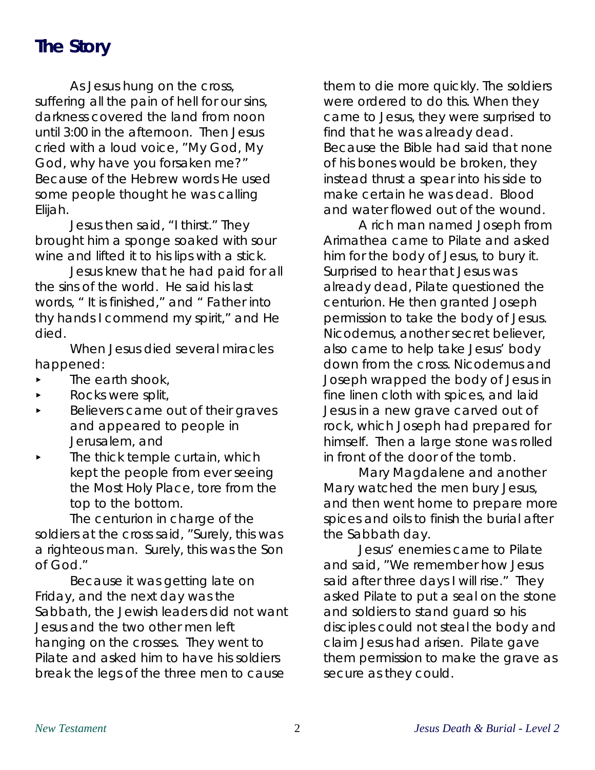## The Story

As Jesus hung on the cross, suffering all the pain of hell for our sins, darkness covered the land from noon until 3:00 in the afternoon. Then Jesus cried with a loud voice, "My God, My God, why have you forsaken me?" Because of the Hebrew words He used some people thought he was calling Elijah.

Jesus then said, "I thirst." They brought him a sponge soaked with sour wine and lifted it to his lips with a stick.

Jesus knew that he had paid for all the sins of the world. He said his last words, " It is finished," and " Father into thy hands I commend my spirit," and He died.

When Jesus died several miracles happened:

- The earth shook,
- Rocks were split,
- Believers came out of their graves and appeared to people in Jerusalem, and
- The thick temple curtain, which kept the people from ever seeing the Most Holy Place, tore from the top to the bottom.

The centurion in charge of the soldiers at the cross said, "Surely, this was a righteous man. Surely, this was the Son of God."

Because it was getting late on Friday, and the next day was the Sabbath, the Jewish leaders did not want Jesus and the two other men left hanging on the crosses. They went to Pilate and asked him to have his soldiers break the legs of the three men to cause them to die more quickly. The soldiers were ordered to do this. When they came to Jesus, they were surprised to find that he was already dead. Because the Bible had said that none of his bones would be broken, they instead thrust a spear into his side to make certain he was dead. Blood and water flowed out of the wound.

A rich man named Joseph from Arimathea came to Pilate and asked him for the body of Jesus, to bury it. Surprised to hear that Jesus was already dead, Pilate questioned the centurion. He then granted Joseph permission to take the body of Jesus. Nicodemus, another secret believer, also came to help take Jesus' body down from the cross. Nicodemus and Joseph wrapped the body of Jesus in fine linen cloth with spices, and laid Jesus in a new grave carved out of rock, which Joseph had prepared for himself. Then a large stone was rolled in front of the door of the tomb.

Mary Magdalene and another Mary watched the men bury Jesus, and then went home to prepare more spices and oils to finish the burial after the Sabbath day.

Jesus' enemies came to Pilate and said, "We remember how Jesus said after three days I will rise." They asked Pilate to put a seal on the stone and soldiers to stand guard so his disciples could not steal the body and claim Jesus had arisen. Pilate gave them permission to make the grave as secure as they could.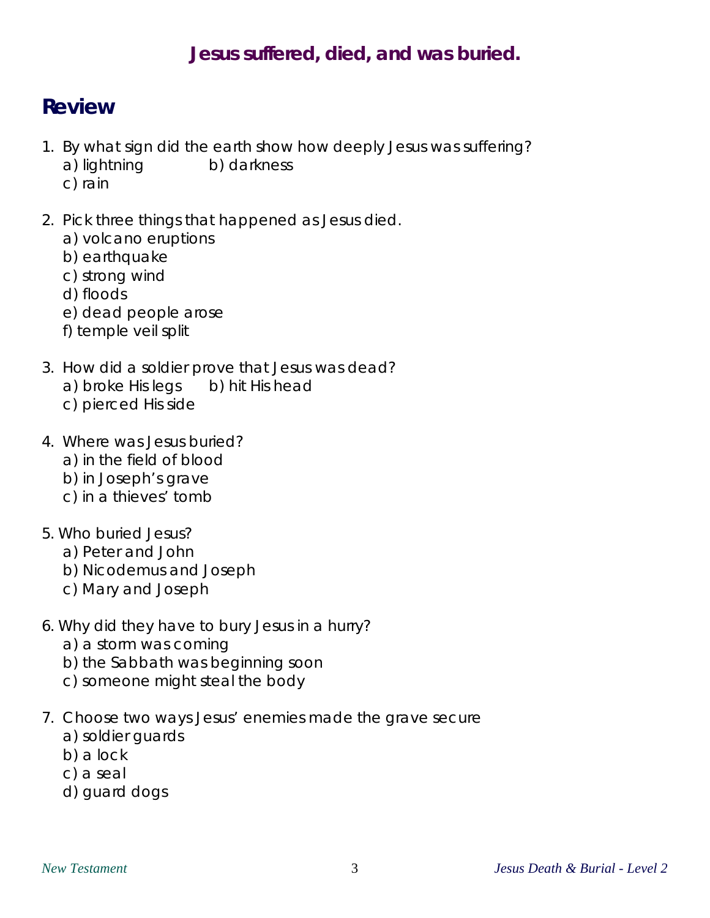## Jesus suffered, died, and was buried.

## Review

1. By what sign did the earth show how deeply Jesus was suffering?
   a) lightning b) darkness
   c) rain

2. Pick three things that happened as Jesus died.
   a) volcano eruptions
   b) earthquake
   c) strong wind
   d) floods
   e) dead people arose
   f) temple veil split

3. How did a soldier prove that Jesus was dead?
   a) broke His legs b) hit His head
   c) pierced His side

4. Where was Jesus buried?
   a) in the field of blood
   b) in Joseph's grave
   c) in a thieves' tomb

5. Who buried Jesus?
   a) Peter and John
   b) Nicodemus and Joseph
   c) Mary and Joseph

6. Why did they have to bury Jesus in a hurry?
   a) a storm was coming
   b) the Sabbath was beginning soon
   c) someone might steal the body

7. Choose two ways Jesus' enemies made the grave secure
   a) soldier guards
   b) a lock
   c) a seal
   d) guard dogs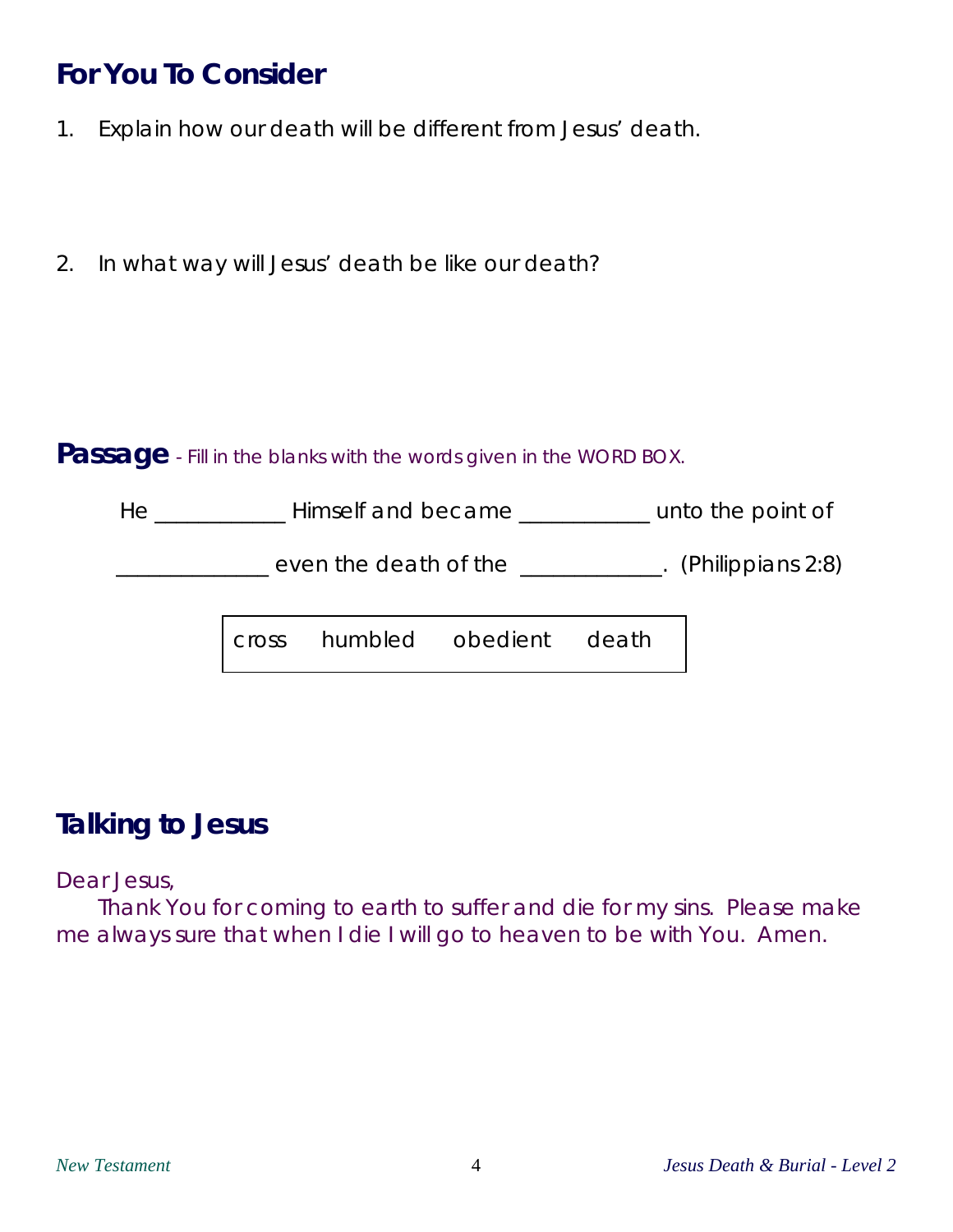## For You To Consider

1. Explain how our death will be different from Jesus' death.

2. In what way will Jesus' death be like our death?

## Passage - Fill in the blanks with the words given in the WORD BOX.

He ____________ Himself and became ____________ unto the point of ______________ even the death of the _____________. (Philippians 2:8)

| |
|---|
| cross humbled obedient death |

## Talking to Jesus

Dear Jesus,

Thank You for coming to earth to suffer and die for my sins. Please make me always sure that when I die I will go to heaven to be with You. Amen.